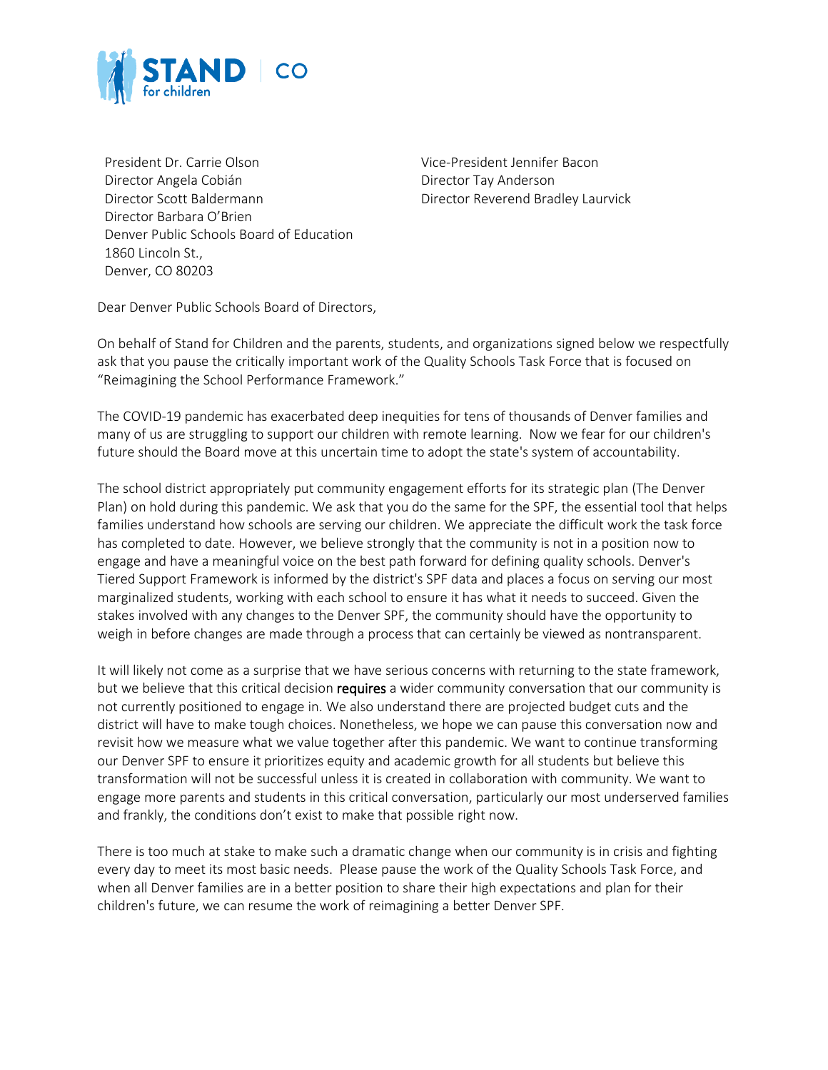President Dr. Carrie Olson
Director Angela Cobián
Director Scott Baldermann
Director Barbara O'Brien
Denver Public Schools Board of Education
1860 Lincoln St.,
Denver, CO 80203

Vice-President Jennifer Bacon
Director Tay Anderson
Director Reverend Bradley Laurvick

Dear Denver Public Schools Board of Directors,

On behalf of Stand for Children and the parents, students, and organizations signed below we respectfully ask that you pause the critically important work of the Quality Schools Task Force that is focused on "Reimagining the School Performance Framework."

The COVID-19 pandemic has exacerbated deep inequities for tens of thousands of Denver families and many of us are struggling to support our children with remote learning. Now we fear for our children's future should the Board move at this uncertain time to adopt the state's system of accountability.

The school district appropriately put community engagement efforts for its strategic plan (The Denver Plan) on hold during this pandemic. We ask that you do the same for the SPF, the essential tool that helps families understand how schools are serving our children. We appreciate the difficult work the task force has completed to date. However, we believe strongly that the community is not in a position now to engage and have a meaningful voice on the best path forward for defining quality schools. Denver's Tiered Support Framework is informed by the district's SPF data and places a focus on serving our most marginalized students, working with each school to ensure it has what it needs to succeed. Given the stakes involved with any changes to the Denver SPF, the community should have the opportunity to weigh in before changes are made through a process that can certainly be viewed as nontransparent.

It will likely not come as a surprise that we have serious concerns with returning to the state framework, but we believe that this critical decision requires a wider community conversation that our community is not currently positioned to engage in. We also understand there are projected budget cuts and the district will have to make tough choices. Nonetheless, we hope we can pause this conversation now and revisit how we measure what we value together after this pandemic. We want to continue transforming our Denver SPF to ensure it prioritizes equity and academic growth for all students but believe this transformation will not be successful unless it is created in collaboration with community. We want to engage more parents and students in this critical conversation, particularly our most underserved families and frankly, the conditions don't exist to make that possible right now.

There is too much at stake to make such a dramatic change when our community is in crisis and fighting every day to meet its most basic needs. Please pause the work of the Quality Schools Task Force, and when all Denver families are in a better position to share their high expectations and plan for their children's future, we can resume the work of reimagining a better Denver SPF.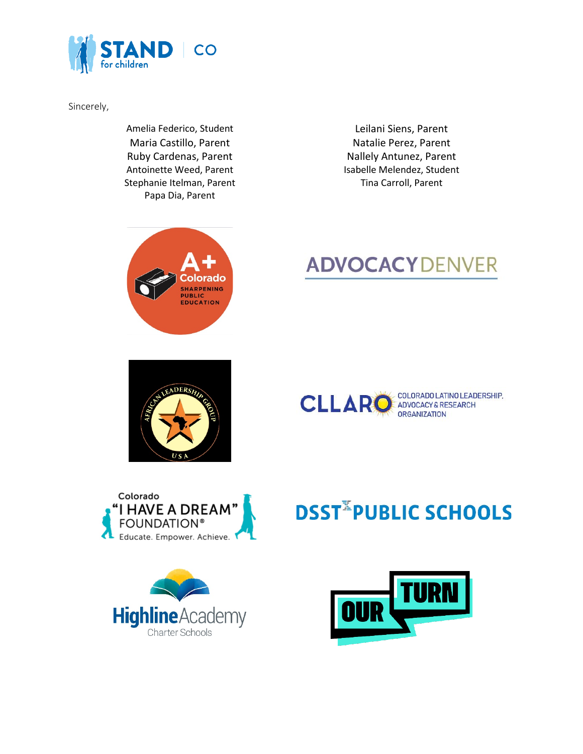Sincerely,

Amelia Federico, Student
Maria Castillo, Parent
Ruby Cardenas, Parent
Antoinette Weed, Parent
Stephanie Itelman, Parent
Papa Dia, Parent

Leilani Siens, Parent
Natalie Perez, Parent
Nallely Antunez, Parent
Isabelle Melendez, Student
Tina Carroll, Parent

A+ Colorado – Sharpening Public Education

ADVOCACY DENVER

African Leadership Group USA

CLLARO – Colorado Latino Leadership, Advocacy & Research Organization

Colorado "I Have A Dream" Foundation® – Educate. Empower. Achieve.

DSST Public Schools

Highline Academy Charter Schools

Our Turn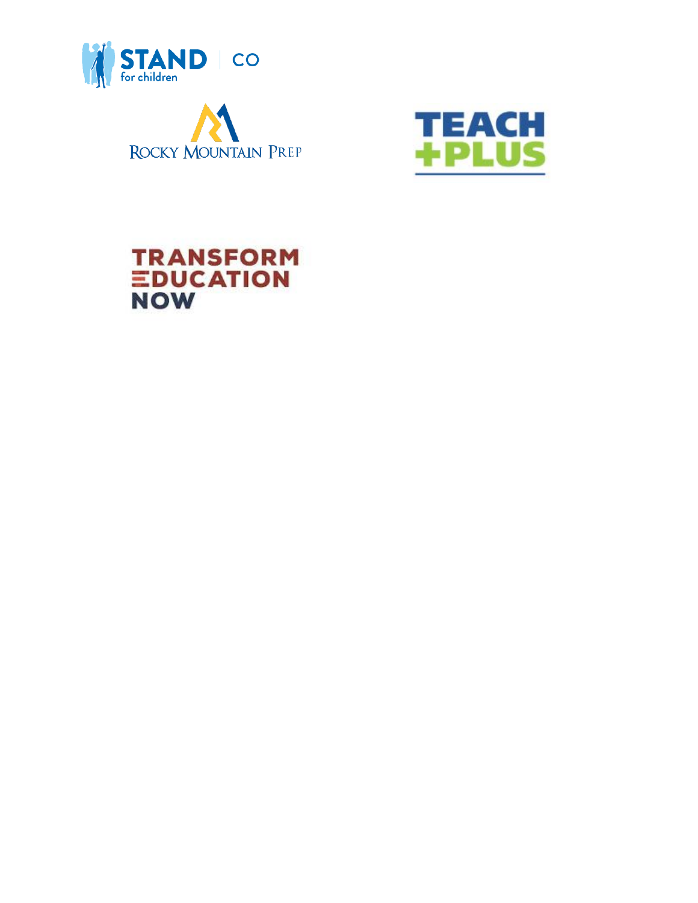STAND | CO
for children

ROCKY MOUNTAIN PREP

TEACH
+PLUS

TRANSFORM
EDUCATION
NOW